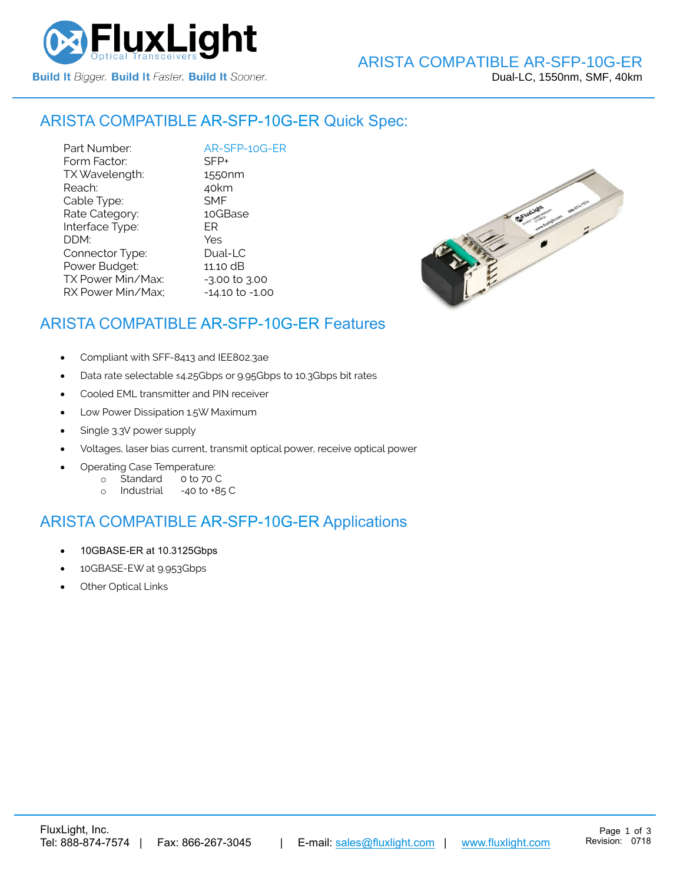# ARISTA COMPATIBLE AR-SFP-10G-ER

Dual-LC, 1550nm, SMF, 40km

## ARISTA COMPATIBLE AR-SFP-10G-ER Quick Spec:

| | |
|---|---|
| Part Number: | AR-SFP-10G-ER |
| Form Factor: | SFP+ |
| TX Wavelength: | 1550nm |
| Reach: | 40km |
| Cable Type: | SMF |
| Rate Category: | 10GBase |
| Interface Type: | ER |
| DDM: | Yes |
| Connector Type: | Dual-LC |
| Power Budget: | 11.10 dB |
| TX Power Min/Max: | -3.00 to 3.00 |
| RX Power Min/Max: | -14.10 to -1.00 |

## ARISTA COMPATIBLE AR-SFP-10G-ER Features

- Compliant with SFF-8413 and IEE802.3ae
- Data rate selectable ≤4.25Gbps or 9.95Gbps to 10.3Gbps bit rates
- Cooled EML transmitter and PIN receiver
- Low Power Dissipation 1.5W Maximum
- Single 3.3V power supply
- Voltages, laser bias current, transmit optical power, receive optical power
- Operating Case Temperature:
  - Standard 0 to 70 C
  - Industrial -40 to +85 C

## ARISTA COMPATIBLE AR-SFP-10G-ER Applications

- 10GBASE-ER at 10.3125Gbps
- 10GBASE-EW at 9.953Gbps
- Other Optical Links

FluxLight, Inc.
Tel: 888-874-7574 | Fax: 866-267-3045 | E-mail: sales@fluxlight.com | www.fluxlight.com

Revision: 0718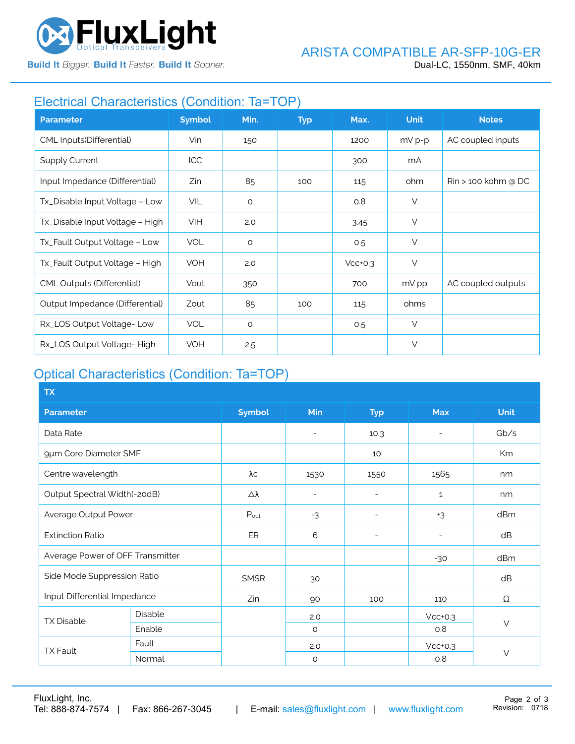## Electrical Characteristics (Condition: Ta=TOP)

| Parameter | Symbol | Min. | Typ | Max. | Unit | Notes |
|---|---|---|---|---|---|---|
| CML Inputs(Differential) | Vin | 150 | | 1200 | mV p-p | AC coupled inputs |
| Supply Current | ICC | | | 300 | mA | |
| Input Impedance (Differential) | Zin | 85 | 100 | 115 | ohm | Rin > 100 kohm @ DC |
| Tx_Disable Input Voltage – Low | VIL | 0 | | 0.8 | V | |
| Tx_Disable Input Voltage – High | VIH | 2.0 | | 3.45 | V | |
| Tx_Fault Output Voltage – Low | VOL | 0 | | 0.5 | V | |
| Tx_Fault Output Voltage – High | VOH | 2.0 | | Vcc+0.3 | V | |
| CML Outputs (Differential) | Vout | 350 | | 700 | mV pp | AC coupled outputs |
| Output Impedance (Differential) | Zout | 85 | 100 | 115 | ohms | |
| Rx_LOS Output Voltage- Low | VOL | 0 | | 0.5 | V | |
| Rx_LOS Output Voltage- High | VOH | 2.5 | | | V | |

## Optical Characteristics (Condition: Ta=TOP)

| TX | | | | | | |
|---|---|---|---|---|---|---|
| **Parameter** | | **Symbol** | **Min** | **Typ** | **Max** | **Unit** |
| Data Rate | | | - | 10.3 | - | Gb/s |
| 9µm Core Diameter SMF | | | | 10 | | Km |
| Centre wavelength | | λc | 1530 | 1550 | 1565 | nm |
| Output Spectral Width(-20dB) | | Δλ | - | - | 1 | nm |
| Average Output Power | | $P_{out}$ | -3 | - | +3 | dBm |
| Extinction Ratio | | ER | 6 | - | - | dB |
| Average Power of OFF Transmitter | | | | | -30 | dBm |
| Side Mode Suppression Ratio | | SMSR | 30 | | | dB |
| Input Differential Impedance | | Zin | 90 | 100 | 110 | Ω |
| TX Disable | Disable | | 2.0 | | Vcc+0.3 | V |
| | Enable | | 0 | | 0.8 | |
| TX Fault | Fault | | 2.0 | | Vcc+0.3 | V |
| | Normal | | 0 | | 0.8 | |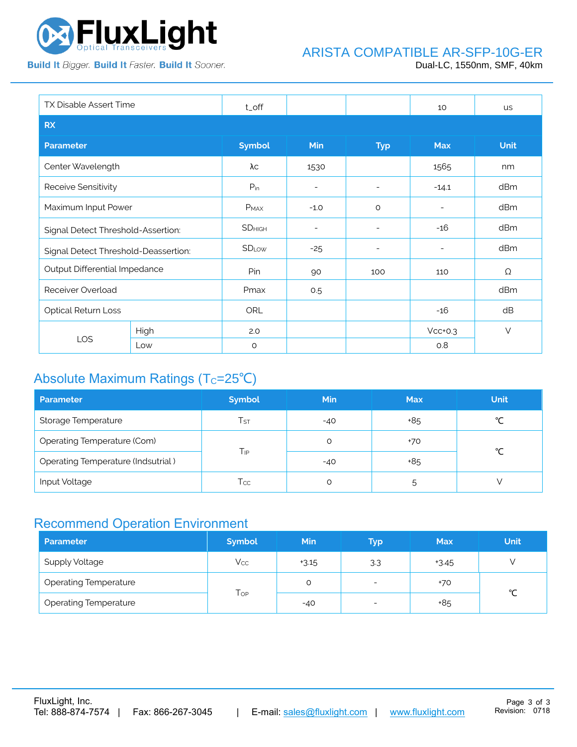| Parameter | | Symbol | Min | Typ | Max | Unit |
|---|---|---|---|---|---|---|
| TX Disable Assert Time | | t_off | | | 10 | us |
| **RX** | | | | | | |
| **Parameter** | | **Symbol** | **Min** | **Typ** | **Max** | **Unit** |
| Center Wavelength | | λc | 1530 | | 1565 | nm |
| Receive Sensitivity | | $P_{in}$ | - | - | -14.1 | dBm |
| Maximum Input Power | | $P_{MAX}$ | -1.0 | 0 | - | dBm |
| Signal Detect Threshold-Assertion: | | $SD_{HIGH}$ | - | - | -16 | dBm |
| Signal Detect Threshold-Deassertion: | | $SD_{LOW}$ | -25 | - | - | dBm |
| Output Differential Impedance | | Pin | 90 | 100 | 110 | Ω |
| Receiver Overload | | Pmax | 0.5 | | | dBm |
| Optical Return Loss | | ORL | | | -16 | dB |
| LOS | High | 2.0 | | | Vcc+0.3 | V |
| | Low | 0 | | | 0.8 | |

## Absolute Maximum Ratings ($T_C$=25℃)

| Parameter | Symbol | Min | Max | Unit |
|---|---|---|---|---|
| Storage Temperature | $T_{ST}$ | -40 | +85 | ℃ |
| Operating Temperature (Com) | $T_{IP}$ | 0 | +70 | ℃ |
| Operating Temperature (Indsutrial ) | | -40 | +85 | |
| Input Voltage | $T_{CC}$ | 0 | 5 | V |

## Recommend Operation Environment

| Parameter | Symbol | Min | Typ | Max | Unit |
|---|---|---|---|---|---|
| Supply Voltage | $V_{CC}$ | +3.15 | 3.3 | +3.45 | V |
| Operating Temperature | $T_{OP}$ | 0 | - | +70 | ℃ |
| Operating Temperature | | -40 | - | +85 | |

FluxLight, Inc.
Tel: 888-874-7574 | Fax: 866-267-3045 | E-mail: sales@fluxlight.com | www.fluxlight.com

Revision: 0718